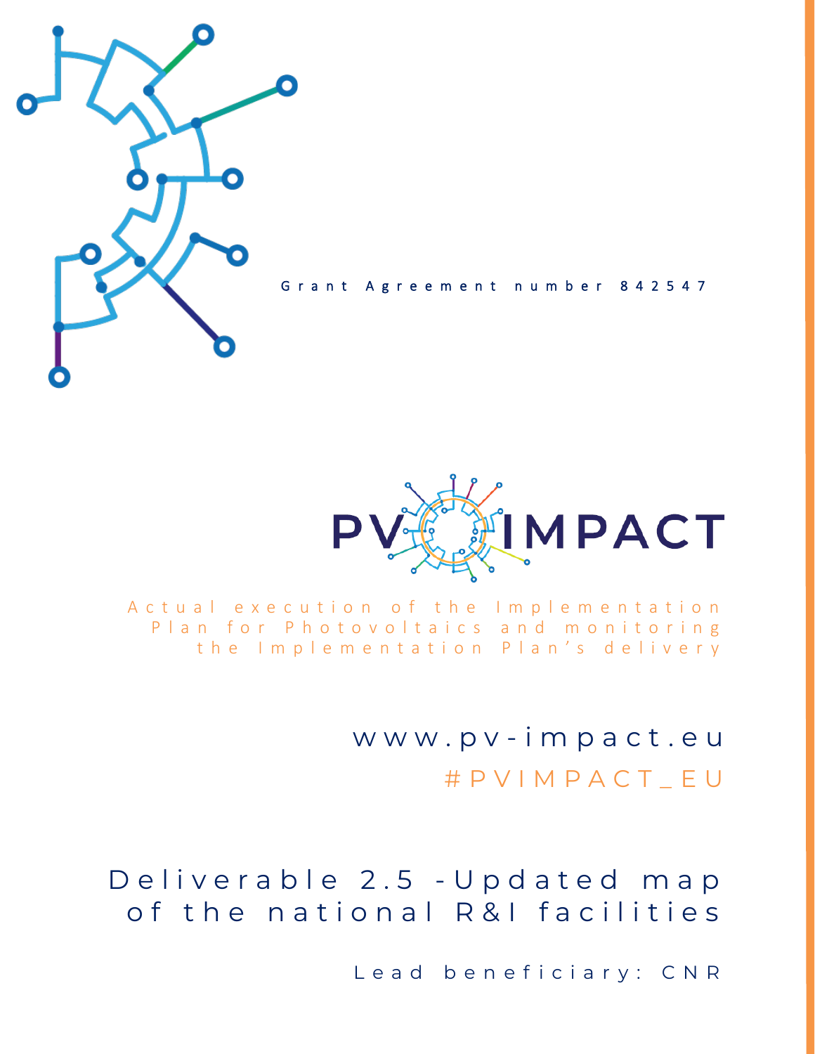Grant Agreement number 842547

# PV IMPACT

Actual execution of the Implementation Plan for Photovoltaics and monitoring the Implementation Plan's delivery

www.pv-impact.eu

#PVIMPACT_EU

## Deliverable 2.5 - Updated map of the national R&I facilities

Lead beneficiary: CNR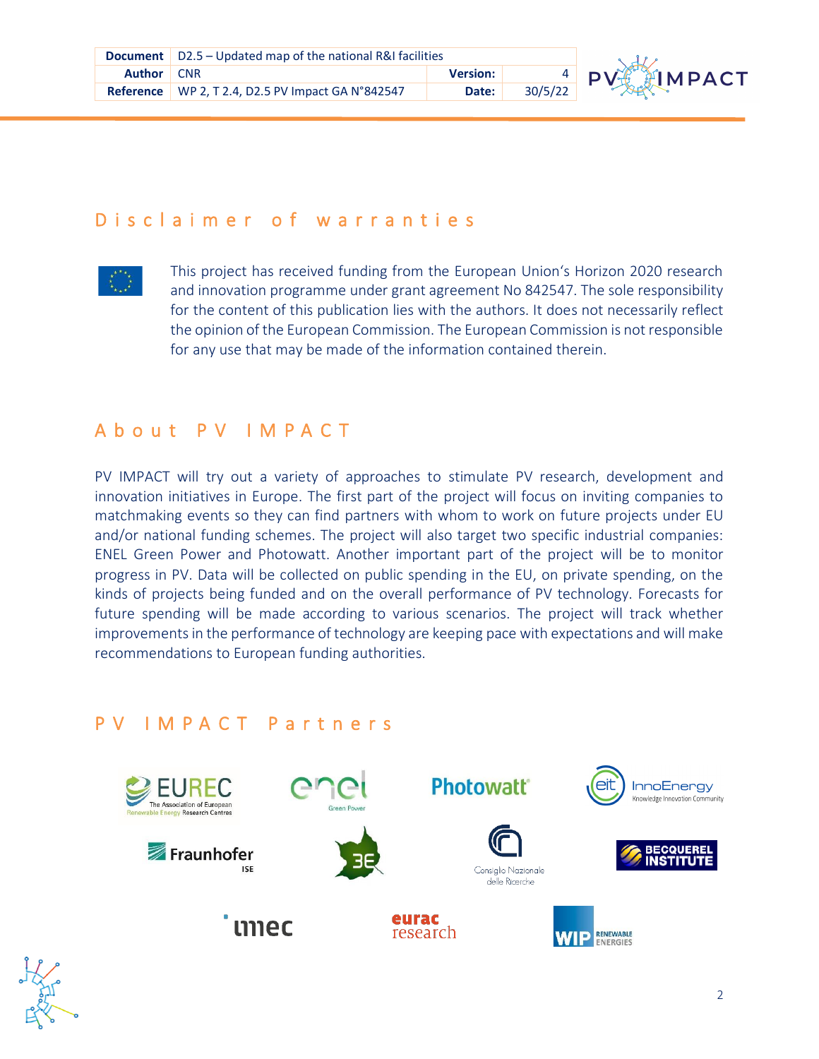## Disclaimer of warranties

This project has received funding from the European Union's Horizon 2020 research and innovation programme under grant agreement No 842547. The sole responsibility for the content of this publication lies with the authors. It does not necessarily reflect the opinion of the European Commission. The European Commission is not responsible for any use that may be made of the information contained therein.

## About PV IMPACT

PV IMPACT will try out a variety of approaches to stimulate PV research, development and innovation initiatives in Europe. The first part of the project will focus on inviting companies to matchmaking events so they can find partners with whom to work on future projects under EU and/or national funding schemes. The project will also target two specific industrial companies: ENEL Green Power and Photowatt. Another important part of the project will be to monitor progress in PV. Data will be collected on public spending in the EU, on private spending, on the kinds of projects being funded and on the overall performance of PV technology. Forecasts for future spending will be made according to various scenarios. The project will track whether improvements in the performance of technology are keeping pace with expectations and will make recommendations to European funding authorities.

## PV IMPACT Partners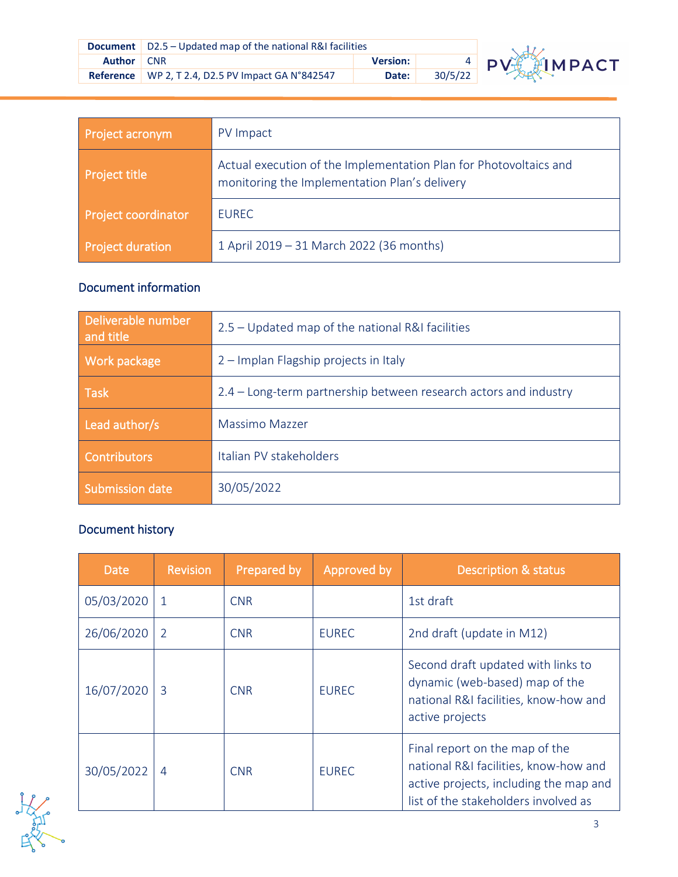| Project acronym | PV Impact |
|---|---|
| Project title | Actual execution of the Implementation Plan for Photovoltaics and monitoring the Implementation Plan's delivery |
| Project coordinator | EUREC |
| Project duration | 1 April 2019 – 31 March 2022 (36 months) |

## Document information

| Deliverable number and title | 2.5 – Updated map of the national R&I facilities |
|---|---|
| Work package | 2 – Implan Flagship projects in Italy |
| Task | 2.4 – Long-term partnership between research actors and industry |
| Lead author/s | Massimo Mazzer |
| Contributors | Italian PV stakeholders |
| Submission date | 30/05/2022 |

## Document history

| Date | Revision | Prepared by | Approved by | Description & status |
|---|---|---|---|---|
| 05/03/2020 | 1 | CNR | | 1st draft |
| 26/06/2020 | 2 | CNR | EUREC | 2nd draft (update in M12) |
| 16/07/2020 | 3 | CNR | EUREC | Second draft updated with links to dynamic (web-based) map of the national R&I facilities, know-how and active projects |
| 30/05/2022 | 4 | CNR | EUREC | Final report on the map of the national R&I facilities, know-how and active projects, including the map and list of the stakeholders involved as |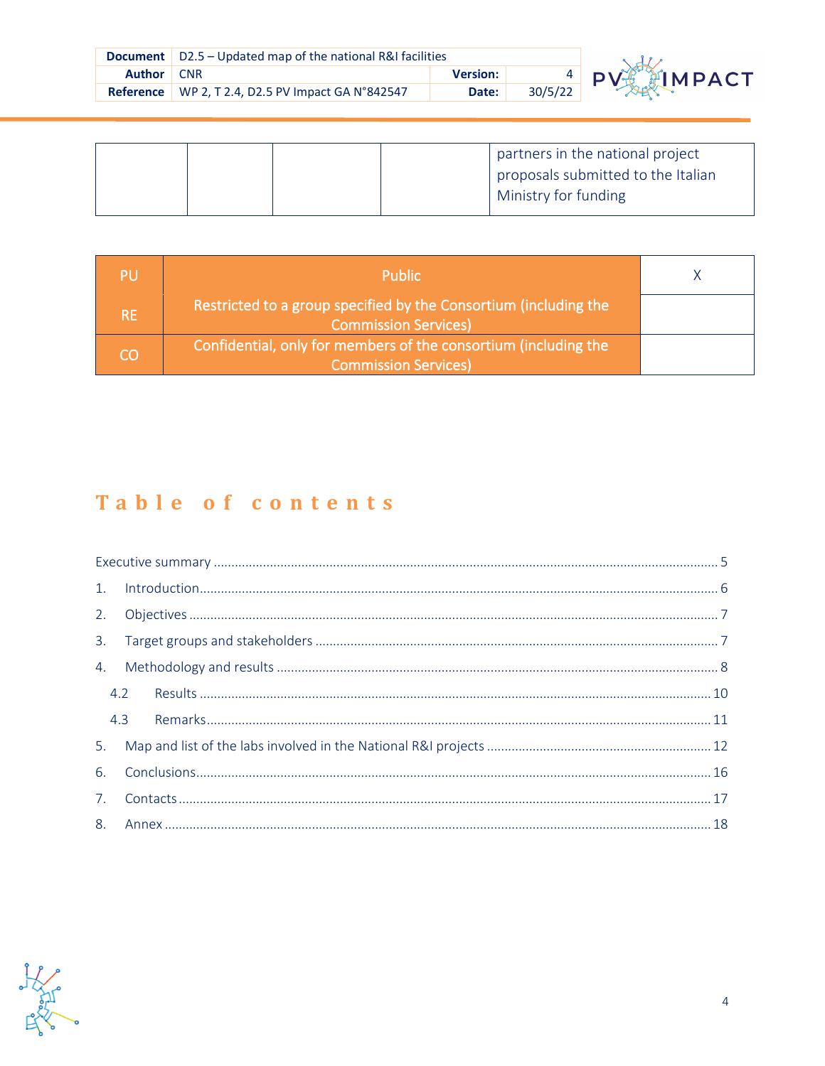| | | | | partners in the national project proposals submitted to the Italian Ministry for funding |
|---|---|---|---|---|

| | | |
|---|---|---|
| PU | Public | X |
| RE | Restricted to a group specified by the Consortium (including the Commission Services) | |
| CO | Confidential, only for members of the consortium (including the Commission Services) | |

# Table of contents

Executive summary ........................................................................ 5

1. Introduction ........................................................................ 6
2. Objectives ........................................................................ 7
3. Target groups and stakeholders ........................................................................ 7
4. Methodology and results ........................................................................ 8
   - 4.2 Results ........................................................................ 10
   - 4.3 Remarks ........................................................................ 11
5. Map and list of the labs involved in the National R&I projects ........................................................................ 12
6. Conclusions ........................................................................ 16
7. Contacts ........................................................................ 17
8. Annex ........................................................................ 18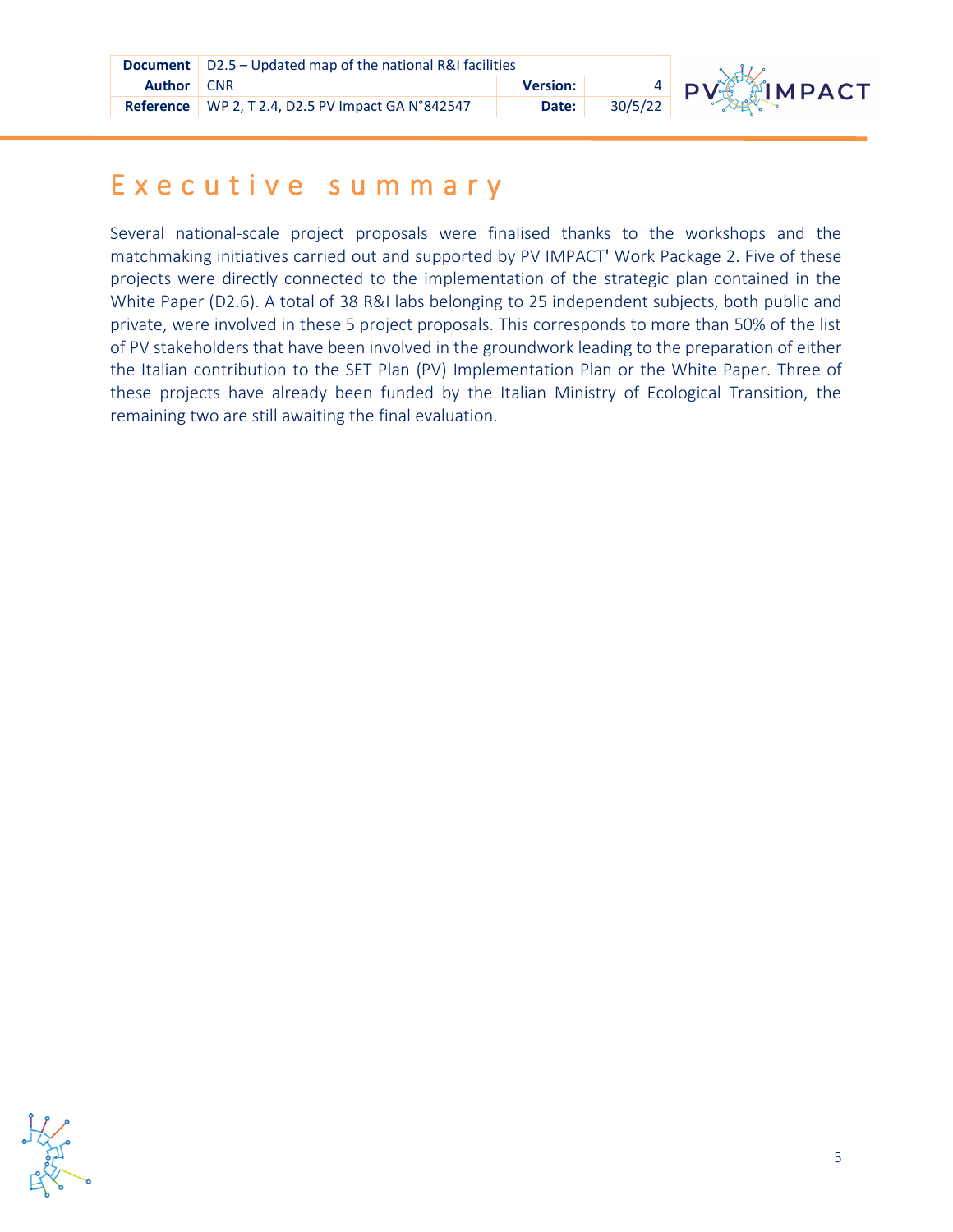# Executive summary

Several national-scale project proposals were finalised thanks to the workshops and the matchmaking initiatives carried out and supported by PV IMPACT' Work Package 2. Five of these projects were directly connected to the implementation of the strategic plan contained in the White Paper (D2.6). A total of 38 R&I labs belonging to 25 independent subjects, both public and private, were involved in these 5 project proposals. This corresponds to more than 50% of the list of PV stakeholders that have been involved in the groundwork leading to the preparation of either the Italian contribution to the SET Plan (PV) Implementation Plan or the White Paper. Three of these projects have already been funded by the Italian Ministry of Ecological Transition, the remaining two are still awaiting the final evaluation.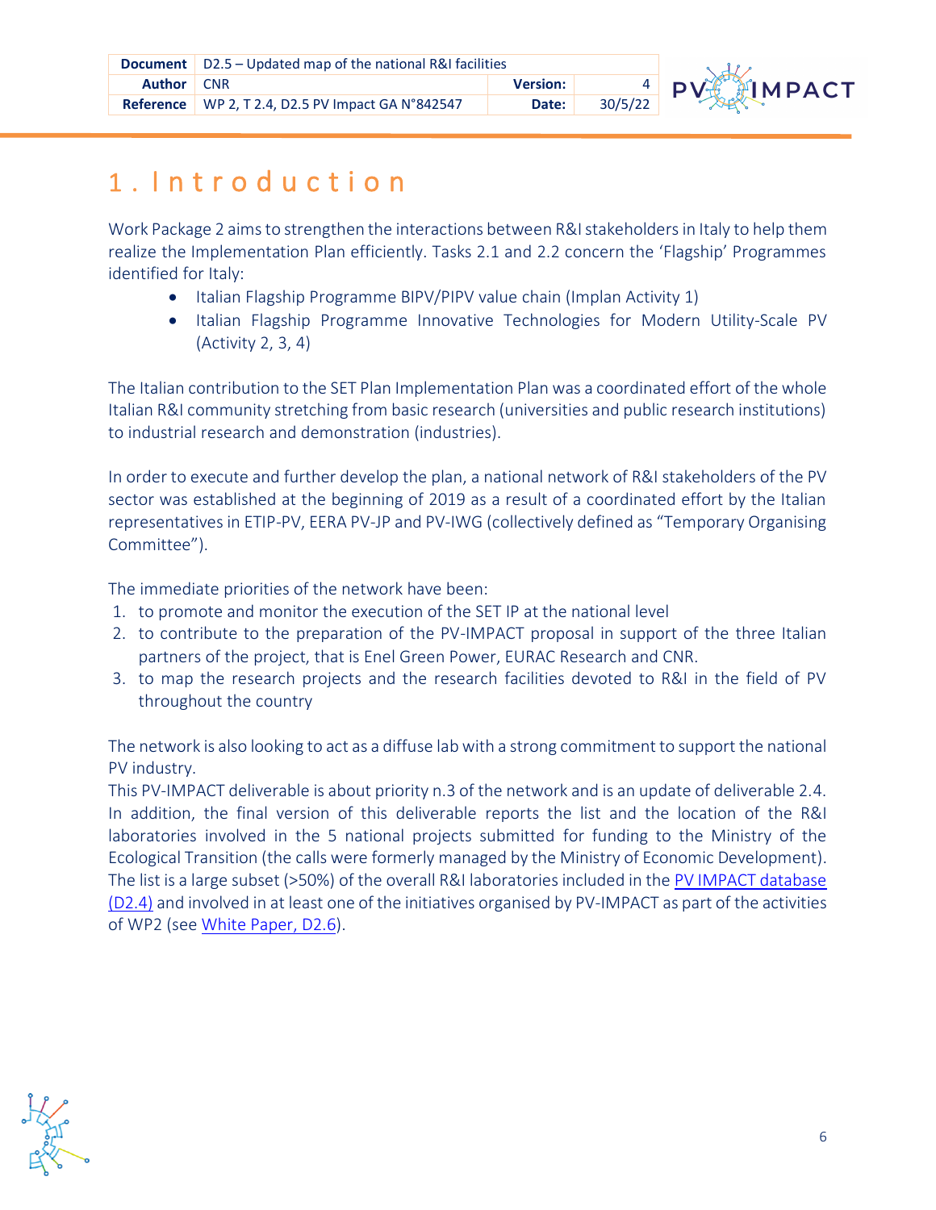# 1. Introduction

Work Package 2 aims to strengthen the interactions between R&I stakeholders in Italy to help them realize the Implementation Plan efficiently. Tasks 2.1 and 2.2 concern the 'Flagship' Programmes identified for Italy:

- Italian Flagship Programme BIPV/PIPV value chain (Implan Activity 1)
- Italian Flagship Programme Innovative Technologies for Modern Utility-Scale PV (Activity 2, 3, 4)

The Italian contribution to the SET Plan Implementation Plan was a coordinated effort of the whole Italian R&I community stretching from basic research (universities and public research institutions) to industrial research and demonstration (industries).

In order to execute and further develop the plan, a national network of R&I stakeholders of the PV sector was established at the beginning of 2019 as a result of a coordinated effort by the Italian representatives in ETIP-PV, EERA PV-JP and PV-IWG (collectively defined as "Temporary Organising Committee").

The immediate priorities of the network have been:

1. to promote and monitor the execution of the SET IP at the national level
2. to contribute to the preparation of the PV-IMPACT proposal in support of the three Italian partners of the project, that is Enel Green Power, EURAC Research and CNR.
3. to map the research projects and the research facilities devoted to R&I in the field of PV throughout the country

The network is also looking to act as a diffuse lab with a strong commitment to support the national PV industry.
This PV-IMPACT deliverable is about priority n.3 of the network and is an update of deliverable 2.4. In addition, the final version of this deliverable reports the list and the location of the R&I laboratories involved in the 5 national projects submitted for funding to the Ministry of the Ecological Transition (the calls were formerly managed by the Ministry of Economic Development). The list is a large subset (>50%) of the overall R&I laboratories included in the PV IMPACT database (D2.4) and involved in at least one of the initiatives organised by PV-IMPACT as part of the activities of WP2 (see White Paper, D2.6).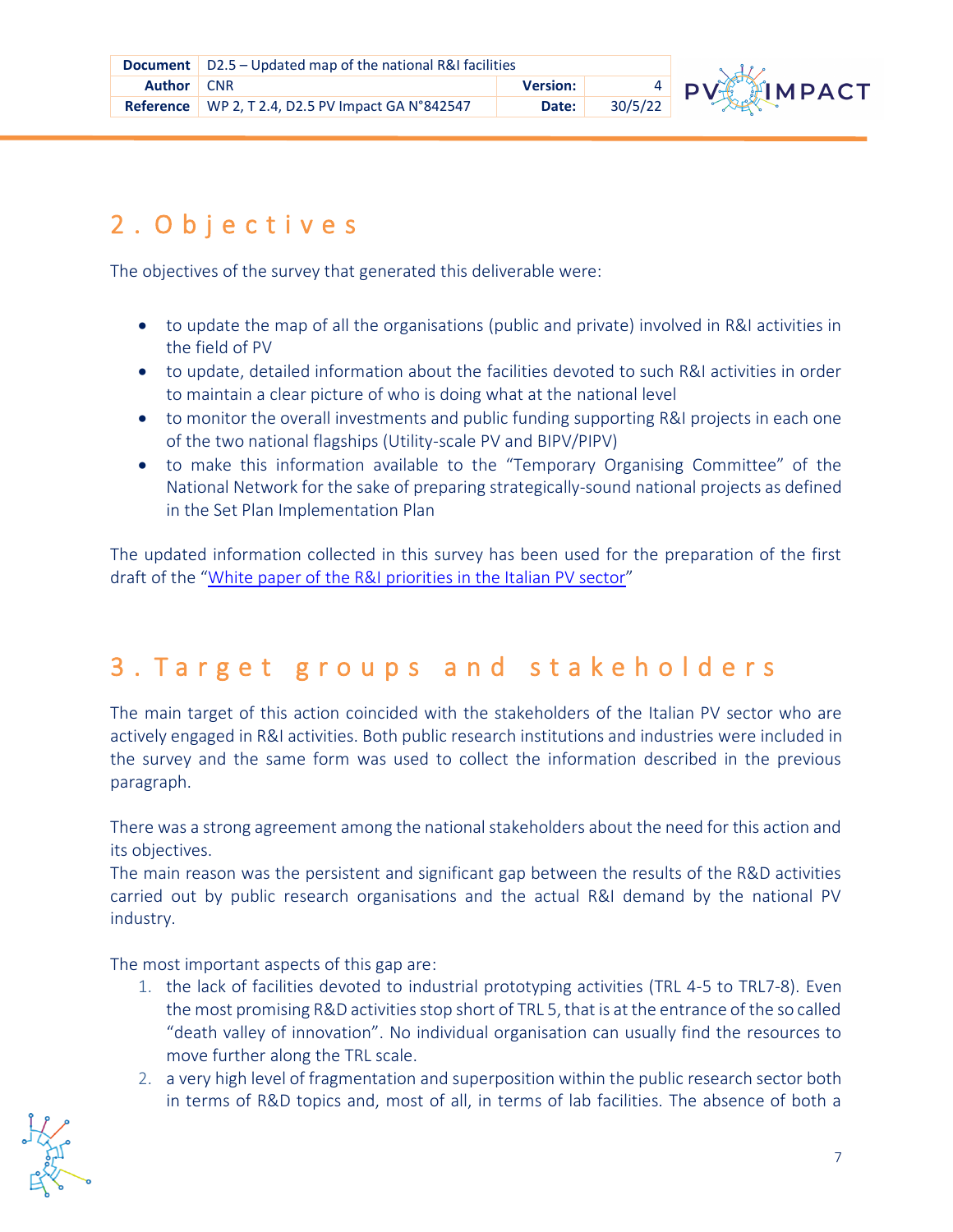# 2. Objectives

The objectives of the survey that generated this deliverable were:

- to update the map of all the organisations (public and private) involved in R&I activities in the field of PV
- to update, detailed information about the facilities devoted to such R&I activities in order to maintain a clear picture of who is doing what at the national level
- to monitor the overall investments and public funding supporting R&I projects in each one of the two national flagships (Utility-scale PV and BIPV/PIPV)
- to make this information available to the "Temporary Organising Committee" of the National Network for the sake of preparing strategically-sound national projects as defined in the Set Plan Implementation Plan

The updated information collected in this survey has been used for the preparation of the first draft of the "White paper of the R&I priorities in the Italian PV sector"

# 3. Target groups and stakeholders

The main target of this action coincided with the stakeholders of the Italian PV sector who are actively engaged in R&I activities. Both public research institutions and industries were included in the survey and the same form was used to collect the information described in the previous paragraph.

There was a strong agreement among the national stakeholders about the need for this action and its objectives.
The main reason was the persistent and significant gap between the results of the R&D activities carried out by public research organisations and the actual R&I demand by the national PV industry.

The most important aspects of this gap are:

1. the lack of facilities devoted to industrial prototyping activities (TRL 4-5 to TRL7-8). Even the most promising R&D activities stop short of TRL 5, that is at the entrance of the so called "death valley of innovation". No individual organisation can usually find the resources to move further along the TRL scale.
2. a very high level of fragmentation and superposition within the public research sector both in terms of R&D topics and, most of all, in terms of lab facilities. The absence of both a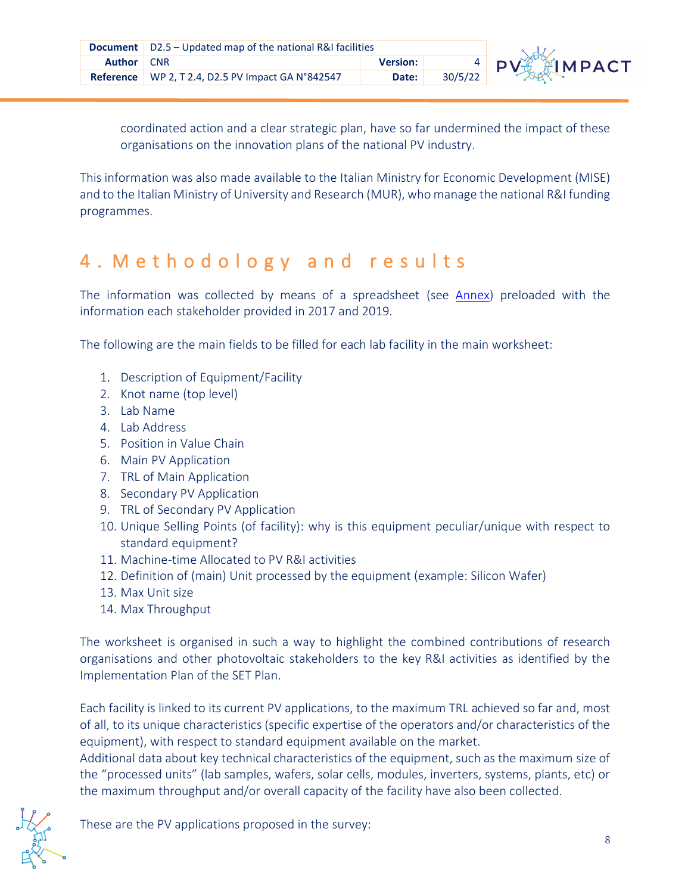coordinated action and a clear strategic plan, have so far undermined the impact of these organisations on the innovation plans of the national PV industry.

This information was also made available to the Italian Ministry for Economic Development (MISE) and to the Italian Ministry of University and Research (MUR), who manage the national R&I funding programmes.

# 4. Methodology and results

The information was collected by means of a spreadsheet (see Annex) preloaded with the information each stakeholder provided in 2017 and 2019.

The following are the main fields to be filled for each lab facility in the main worksheet:

1. Description of Equipment/Facility
2. Knot name (top level)
3. Lab Name
4. Lab Address
5. Position in Value Chain
6. Main PV Application
7. TRL of Main Application
8. Secondary PV Application
9. TRL of Secondary PV Application
10. Unique Selling Points (of facility): why is this equipment peculiar/unique with respect to standard equipment?
11. Machine-time Allocated to PV R&I activities
12. Definition of (main) Unit processed by the equipment (example: Silicon Wafer)
13. Max Unit size
14. Max Throughput

The worksheet is organised in such a way to highlight the combined contributions of research organisations and other photovoltaic stakeholders to the key R&I activities as identified by the Implementation Plan of the SET Plan.

Each facility is linked to its current PV applications, to the maximum TRL achieved so far and, most of all, to its unique characteristics (specific expertise of the operators and/or characteristics of the equipment), with respect to standard equipment available on the market.
Additional data about key technical characteristics of the equipment, such as the maximum size of the "processed units" (lab samples, wafers, solar cells, modules, inverters, systems, plants, etc) or the maximum throughput and/or overall capacity of the facility have also been collected.

These are the PV applications proposed in the survey: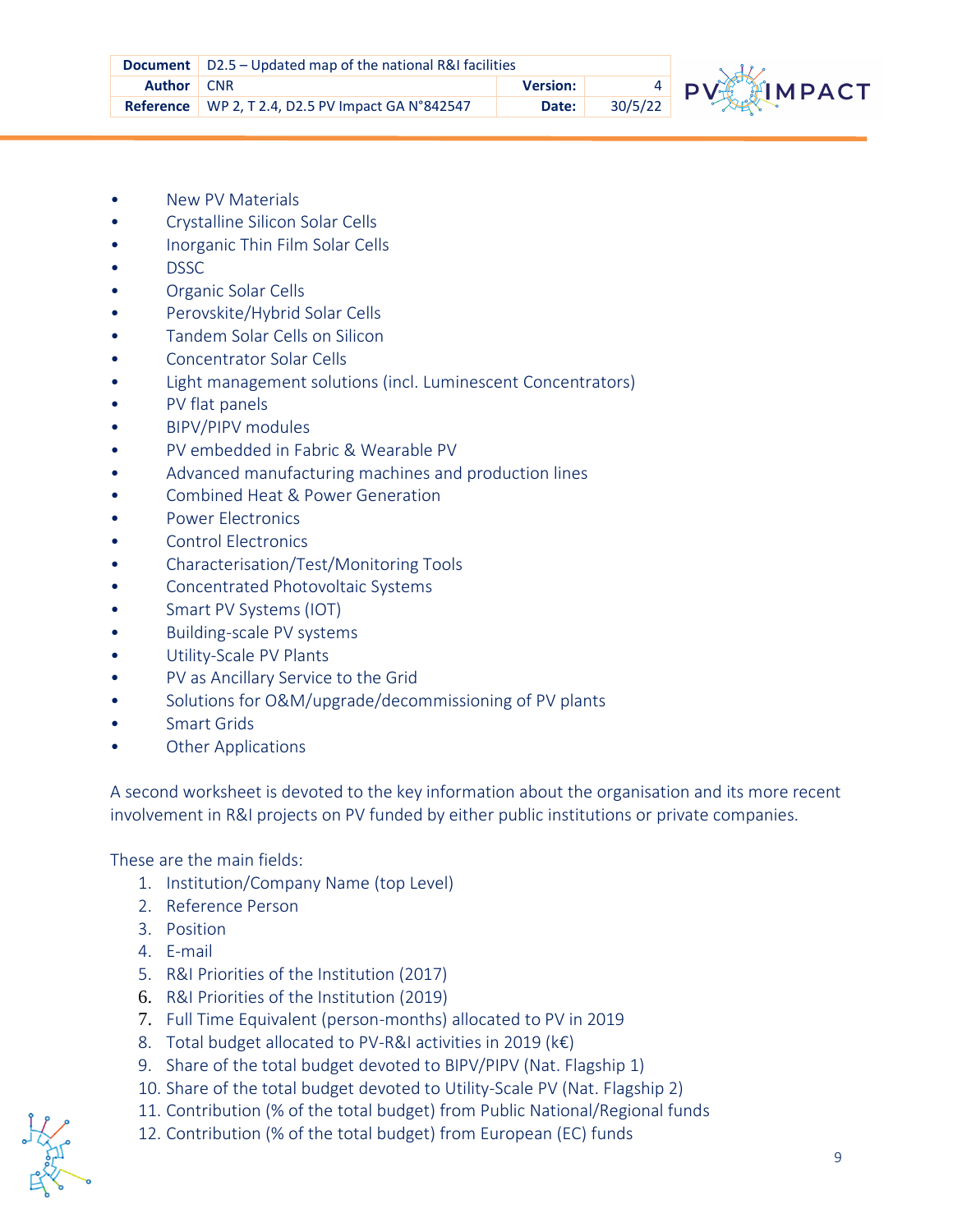- New PV Materials
- Crystalline Silicon Solar Cells
- Inorganic Thin Film Solar Cells
- DSSC
- Organic Solar Cells
- Perovskite/Hybrid Solar Cells
- Tandem Solar Cells on Silicon
- Concentrator Solar Cells
- Light management solutions (incl. Luminescent Concentrators)
- PV flat panels
- BIPV/PIPV modules
- PV embedded in Fabric & Wearable PV
- Advanced manufacturing machines and production lines
- Combined Heat & Power Generation
- Power Electronics
- Control Electronics
- Characterisation/Test/Monitoring Tools
- Concentrated Photovoltaic Systems
- Smart PV Systems (IOT)
- Building-scale PV systems
- Utility-Scale PV Plants
- PV as Ancillary Service to the Grid
- Solutions for O&M/upgrade/decommissioning of PV plants
- Smart Grids
- Other Applications

A second worksheet is devoted to the key information about the organisation and its more recent involvement in R&I projects on PV funded by either public institutions or private companies.

These are the main fields:

1. Institution/Company Name (top Level)
2. Reference Person
3. Position
4. E-mail
5. R&I Priorities of the Institution (2017)
6. R&I Priorities of the Institution (2019)
7. Full Time Equivalent (person-months) allocated to PV in 2019
8. Total budget allocated to PV-R&I activities in 2019 (k€)
9. Share of the total budget devoted to BIPV/PIPV (Nat. Flagship 1)
10. Share of the total budget devoted to Utility-Scale PV (Nat. Flagship 2)
11. Contribution (% of the total budget) from Public National/Regional funds
12. Contribution (% of the total budget) from European (EC) funds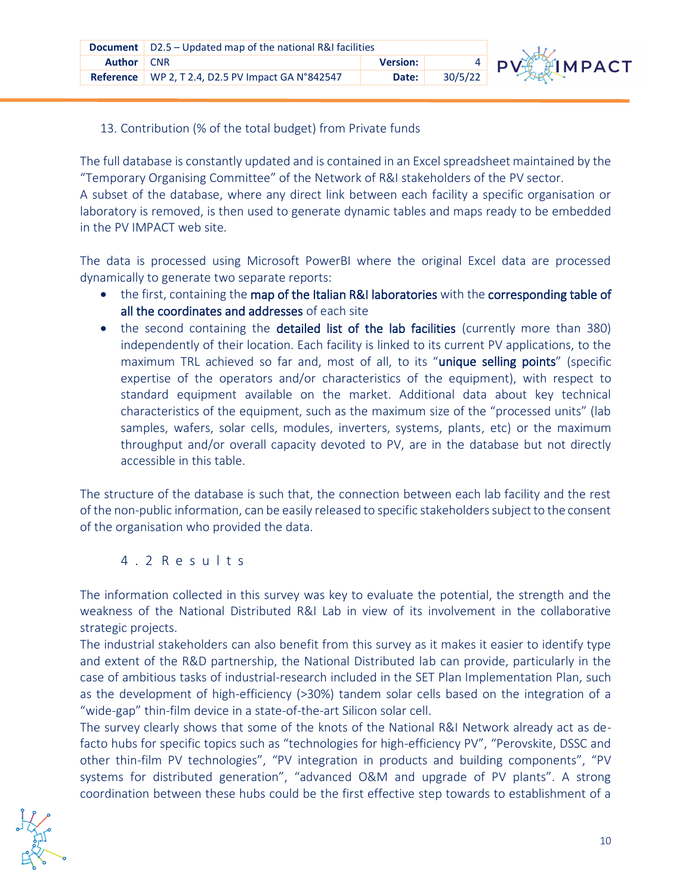13. Contribution (% of the total budget) from Private funds

The full database is constantly updated and is contained in an Excel spreadsheet maintained by the "Temporary Organising Committee" of the Network of R&I stakeholders of the PV sector.
A subset of the database, where any direct link between each facility a specific organisation or laboratory is removed, is then used to generate dynamic tables and maps ready to be embedded in the PV IMPACT web site.

The data is processed using Microsoft PowerBI where the original Excel data are processed dynamically to generate two separate reports:

- the first, containing the map of the Italian R&I laboratories with the corresponding table of all the coordinates and addresses of each site
- the second containing the detailed list of the lab facilities (currently more than 380) independently of their location. Each facility is linked to its current PV applications, to the maximum TRL achieved so far and, most of all, to its "unique selling points" (specific expertise of the operators and/or characteristics of the equipment), with respect to standard equipment available on the market. Additional data about key technical characteristics of the equipment, such as the maximum size of the "processed units" (lab samples, wafers, solar cells, modules, inverters, systems, plants, etc) or the maximum throughput and/or overall capacity devoted to PV, are in the database but not directly accessible in this table.

The structure of the database is such that, the connection between each lab facility and the rest of the non-public information, can be easily released to specific stakeholders subject to the consent of the organisation who provided the data.

## 4.2 Results

The information collected in this survey was key to evaluate the potential, the strength and the weakness of the National Distributed R&I Lab in view of its involvement in the collaborative strategic projects.
The industrial stakeholders can also benefit from this survey as it makes it easier to identify type and extent of the R&D partnership, the National Distributed lab can provide, particularly in the case of ambitious tasks of industrial-research included in the SET Plan Implementation Plan, such as the development of high-efficiency (>30%) tandem solar cells based on the integration of a "wide-gap" thin-film device in a state-of-the-art Silicon solar cell.
The survey clearly shows that some of the knots of the National R&I Network already act as de-facto hubs for specific topics such as "technologies for high-efficiency PV", "Perovskite, DSSC and other thin-film PV technologies", "PV integration in products and building components", "PV systems for distributed generation", "advanced O&M and upgrade of PV plants". A strong coordination between these hubs could be the first effective step towards to establishment of a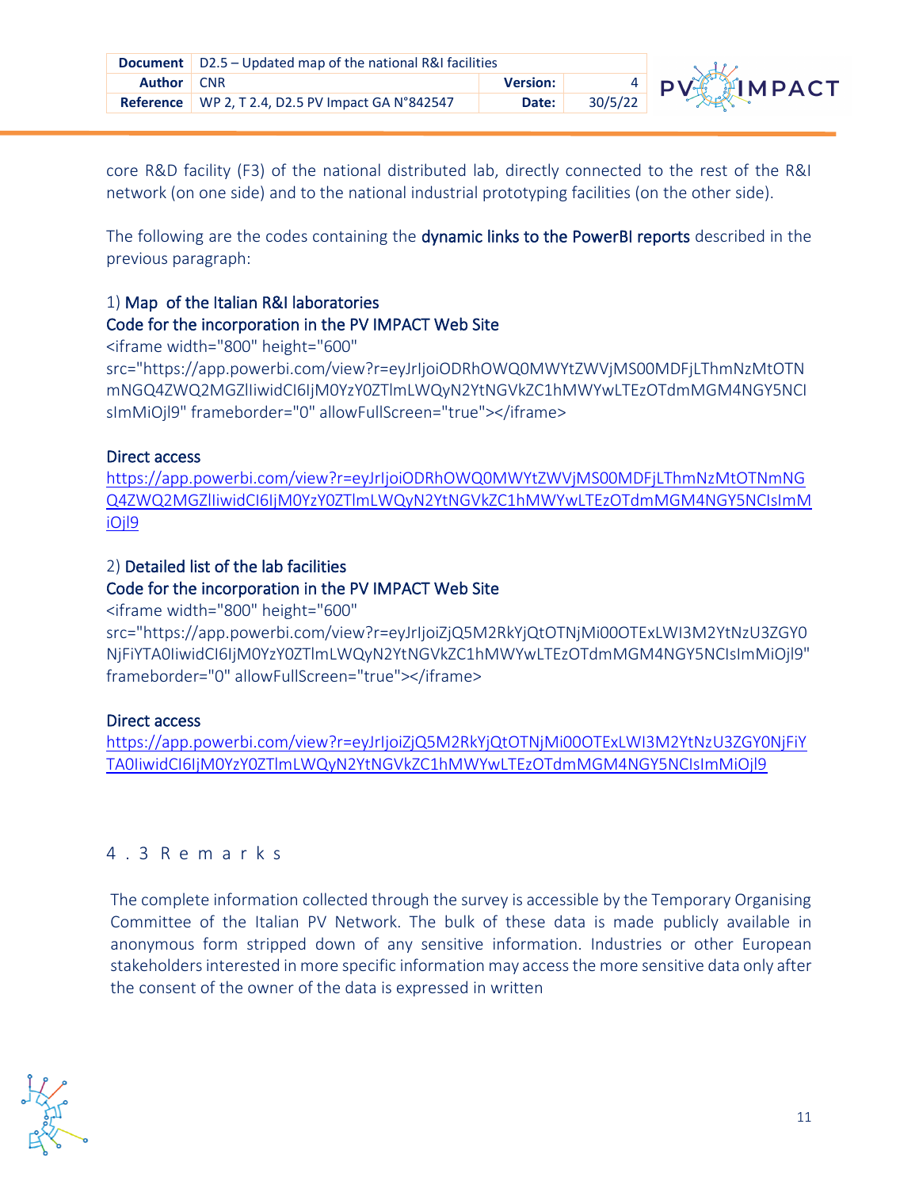core R&D facility (F3) of the national distributed lab, directly connected to the rest of the R&I network (on one side) and to the national industrial prototyping facilities (on the other side).

The following are the codes containing the **dynamic links to the PowerBI reports** described in the previous paragraph:

1) **Map of the Italian R&I laboratories**

**Code for the incorporation in the PV IMPACT Web Site**

```
<iframe width="800" height="600" src="https://app.powerbi.com/view?r=eyJrIjoiODRhOWQ0MWYtZWVjMS00MDFjLThmNzMtOTNmNGQ4ZWQ2MGZlIiwidCI6IjM0YzY0ZTlmLWQyN2YtNGVkZC1hMWYwLTEzOTdmMGM4NGY5NCIsImMiOjl9" frameborder="0" allowFullScreen="true"></iframe>
```

**Direct access**

https://app.powerbi.com/view?r=eyJrIjoiODRhOWQ0MWYtZWVjMS00MDFjLThmNzMtOTNmNGQ4ZWQ2MGZlIiwidCI6IjM0YzY0ZTlmLWQyN2YtNGVkZC1hMWYwLTEzOTdmMGM4NGY5NCIsImMiOjl9

2) **Detailed list of the lab facilities**

**Code for the incorporation in the PV IMPACT Web Site**

```
<iframe width="800" height="600" src="https://app.powerbi.com/view?r=eyJrIjoiZjQ5M2RkYjQtOTNjMi00OTExLWI3M2YtNzU3ZGY0NjFiYTA0IiwidCI6IjM0YzY0ZTlmLWQyN2YtNGVkZC1hMWYwLTEzOTdmMGM4NGY5NCIsImMiOjl9" frameborder="0" allowFullScreen="true"></iframe>
```

**Direct access**

https://app.powerbi.com/view?r=eyJrIjoiZjQ5M2RkYjQtOTNjMi00OTExLWI3M2YtNzU3ZGY0NjFiYTA0IiwidCI6IjM0YzY0ZTlmLWQyN2YtNGVkZC1hMWYwLTEzOTdmMGM4NGY5NCIsImMiOjl9

## 4.3 Remarks

The complete information collected through the survey is accessible by the Temporary Organising Committee of the Italian PV Network. The bulk of these data is made publicly available in anonymous form stripped down of any sensitive information. Industries or other European stakeholders interested in more specific information may access the more sensitive data only after the consent of the owner of the data is expressed in written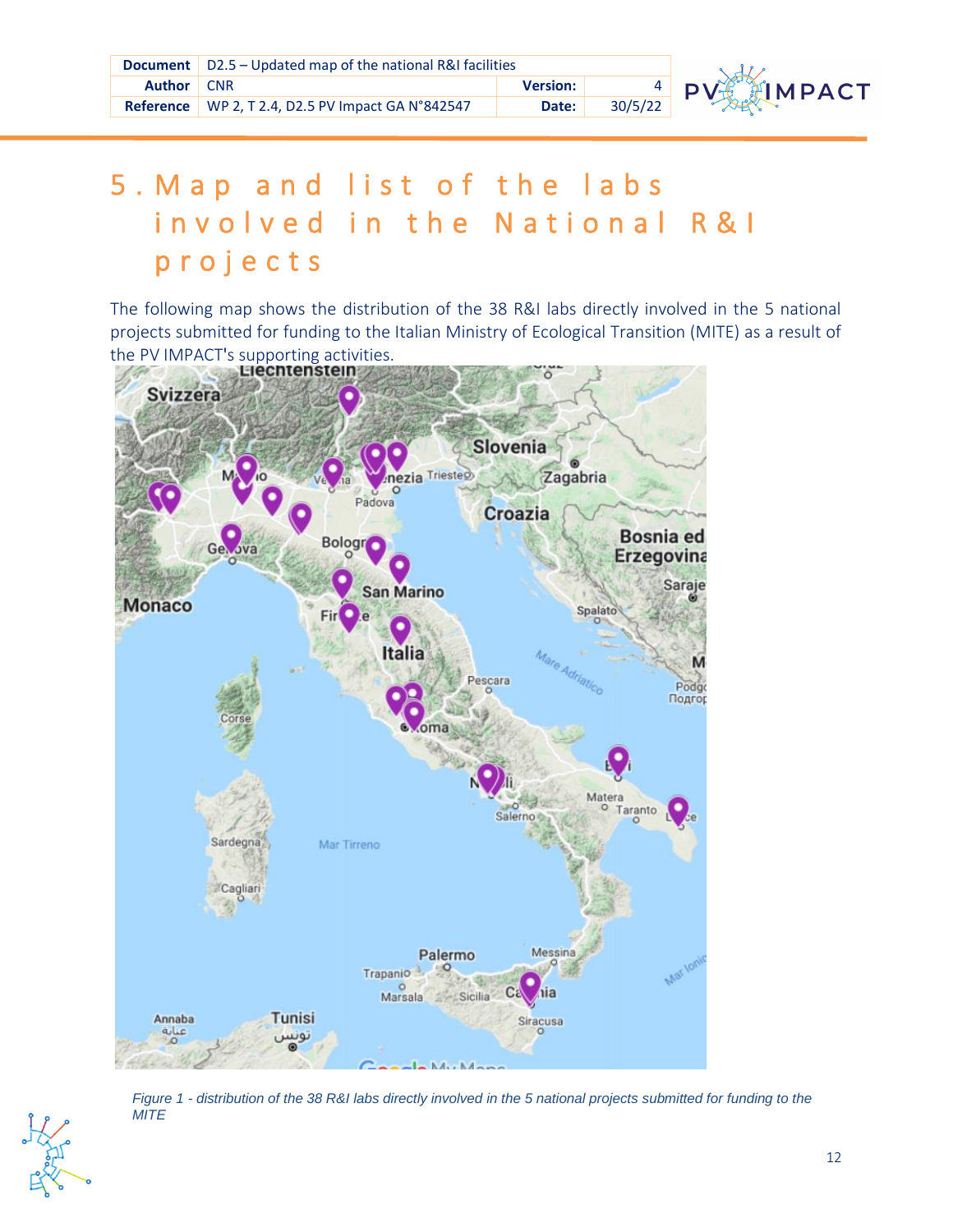# 5. Map and list of the labs involved in the National R&I projects

The following map shows the distribution of the 38 R&I labs directly involved in the 5 national projects submitted for funding to the Italian Ministry of Ecological Transition (MITE) as a result of the PV IMPACT's supporting activities.

*Figure 1 - distribution of the 38 R&I labs directly involved in the 5 national projects submitted for funding to the MITE*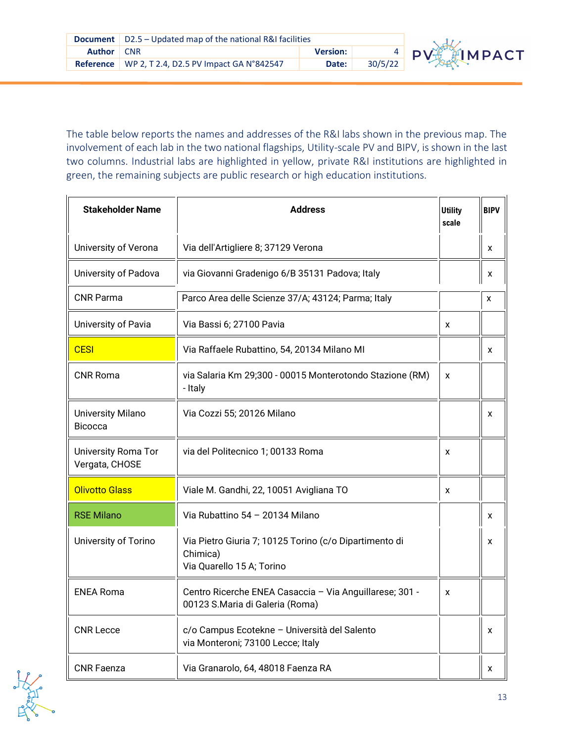The table below reports the names and addresses of the R&I labs shown in the previous map. The involvement of each lab in the two national flagships, Utility-scale PV and BIPV, is shown in the last two columns. Industrial labs are highlighted in yellow, private R&I institutions are highlighted in green, the remaining subjects are public research or high education institutions.

| Stakeholder Name | Address | Utility scale | BIPV |
|---|---|---|---|
| University of Verona | Via dell'Artigliere 8; 37129 Verona | | x |
| University of Padova | via Giovanni Gradenigo 6/B 35131 Padova; Italy | | x |
| CNR Parma | Parco Area delle Scienze 37/A; 43124; Parma; Italy | | x |
| University of Pavia | Via Bassi 6; 27100 Pavia | x | |
| CESI | Via Raffaele Rubattino, 54, 20134 Milano MI | | x |
| CNR Roma | via Salaria Km 29;300 - 00015 Monterotondo Stazione (RM) - Italy | x | |
| University Milano Bicocca | Via Cozzi 55; 20126 Milano | | x |
| University Roma Tor Vergata, CHOSE | via del Politecnico 1; 00133 Roma | x | |
| Olivotto Glass | Viale M. Gandhi, 22, 10051 Avigliana TO | x | |
| RSE Milano | Via Rubattino 54 – 20134 Milano | | x |
| University of Torino | Via Pietro Giuria 7; 10125 Torino (c/o Dipartimento di Chimica)<br>Via Quarello 15 A; Torino | | x |
| ENEA Roma | Centro Ricerche ENEA Casaccia – Via Anguillarese; 301 - 00123 S.Maria di Galeria (Roma) | x | |
| CNR Lecce | c/o Campus Ecotekne – Università del Salento<br>via Monteroni; 73100 Lecce; Italy | | x |
| CNR Faenza | Via Granarolo, 64, 48018 Faenza RA | | x |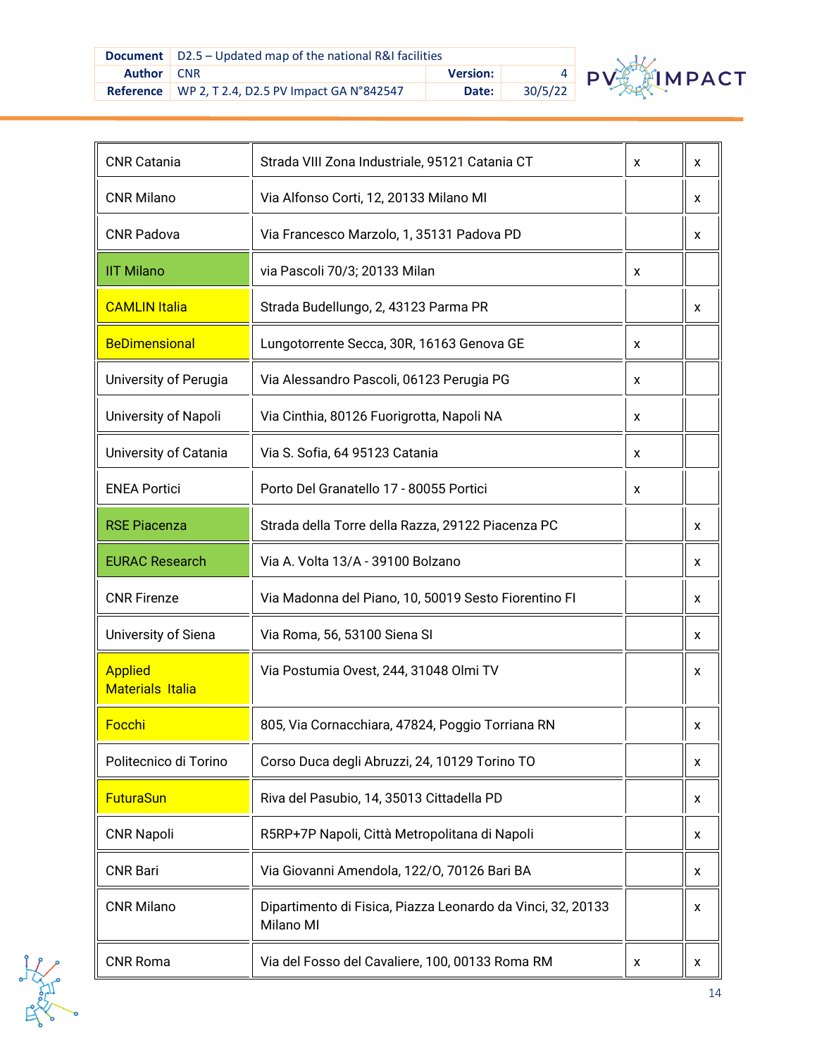| | | | |
|---|---|---|---|
| CNR Catania | Strada VIII Zona Industriale, 95121 Catania CT | x | x |
| CNR Milano | Via Alfonso Corti, 12, 20133 Milano MI | | x |
| CNR Padova | Via Francesco Marzolo, 1, 35131 Padova PD | | x |
| IIT Milano | via Pascoli 70/3; 20133 Milan | x | |
| CAMLIN Italia | Strada Budellungo, 2, 43123 Parma PR | | x |
| BeDimensional | Lungotorrente Secca, 30R, 16163 Genova GE | x | |
| University of Perugia | Via Alessandro Pascoli, 06123 Perugia PG | x | |
| University of Napoli | Via Cinthia, 80126 Fuorigrotta, Napoli NA | x | |
| University of Catania | Via S. Sofia, 64 95123 Catania | x | |
| ENEA Portici | Porto Del Granatello 17 - 80055 Portici | x | |
| RSE Piacenza | Strada della Torre della Razza, 29122 Piacenza PC | | x |
| EURAC Research | Via A. Volta 13/A - 39100 Bolzano | | x |
| CNR Firenze | Via Madonna del Piano, 10, 50019 Sesto Fiorentino FI | | x |
| University of Siena | Via Roma, 56, 53100 Siena SI | | x |
| Applied Materials Italia | Via Postumia Ovest, 244, 31048 Olmi TV | | x |
| Focchi | 805, Via Cornacchiara, 47824, Poggio Torriana RN | | x |
| Politecnico di Torino | Corso Duca degli Abruzzi, 24, 10129 Torino TO | | x |
| FuturaSun | Riva del Pasubio, 14, 35013 Cittadella PD | | x |
| CNR Napoli | R5RP+7P Napoli, Città Metropolitana di Napoli | | x |
| CNR Bari | Via Giovanni Amendola, 122/O, 70126 Bari BA | | x |
| CNR Milano | Dipartimento di Fisica, Piazza Leonardo da Vinci, 32, 20133 Milano MI | | x |
| CNR Roma | Via del Fosso del Cavaliere, 100, 00133 Roma RM | x | x |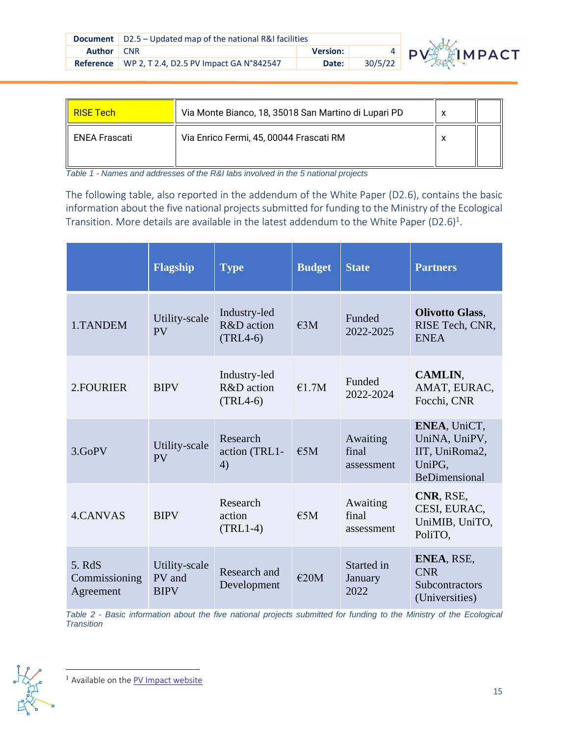| RISE Tech | Via Monte Bianco, 18, 35018 San Martino di Lupari PD | x | |
|---|---|---|---|
| ENEA Frascati | Via Enrico Fermi, 45, 00044 Frascati RM | x | |

*Table 1 - Names and addresses of the R&I labs involved in the 5 national projects*

The following table, also reported in the addendum of the White Paper (D2.6), contains the basic information about the five national projects submitted for funding to the Ministry of the Ecological Transition. More details are available in the latest addendum to the White Paper (D2.6)[1].

| | Flagship | Type | Budget | State | Partners |
|---|---|---|---|---|---|
| 1.TANDEM | Utility-scale PV | Industry-led R&D action (TRL4-6) | €3M | Funded 2022-2025 | **Olivotto Glass**, RISE Tech, CNR, ENEA |
| 2.FOURIER | BIPV | Industry-led R&D action (TRL4-6) | €1.7M | Funded 2022-2024 | **CAMLIN**, AMAT, EURAC, Focchi, CNR |
| 3.GoPV | Utility-scale PV | Research action (TRL1-4) | €5M | Awaiting final assessment | **ENEA**, UniCT, UniNA, UniPV, IIT, UniRoma2, UniPG, BeDimensional |
| 4.CANVAS | BIPV | Research action (TRL1-4) | €5M | Awaiting final assessment | **CNR**, RSE, CESI, EURAC, UniMIB, UniTO, PoliTO, |
| 5. RdS Commissioning Agreement | Utility-scale PV and BIPV | Research and Development | €20M | Started in January 2022 | **ENEA**, RSE, CNR Subcontractors (Universities) |

*Table 2 - Basic information about the five national projects submitted for funding to the Ministry of the Ecological Transition*

[1] Available on the PV Impact website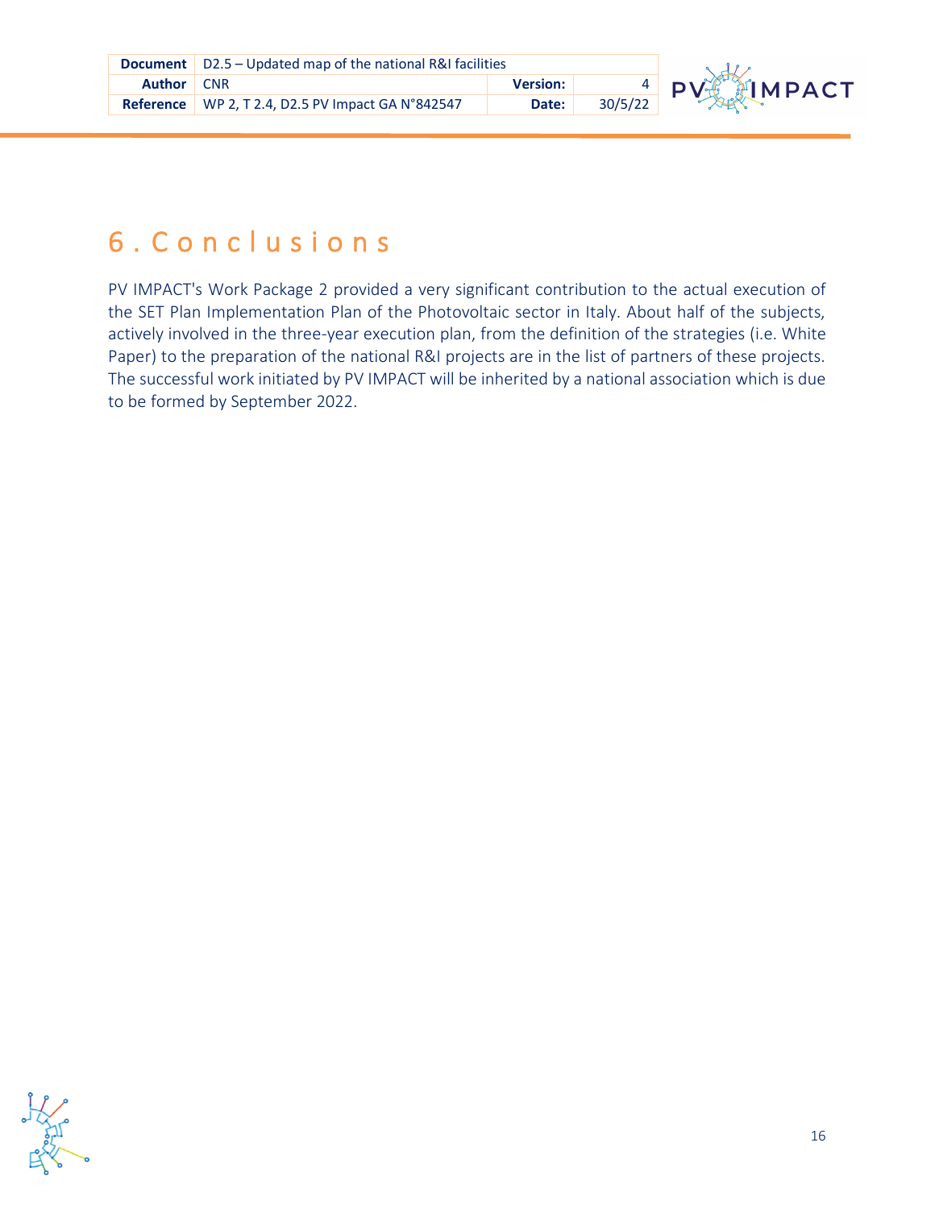# 6. Conclusions

PV IMPACT's Work Package 2 provided a very significant contribution to the actual execution of the SET Plan Implementation Plan of the Photovoltaic sector in Italy. About half of the subjects, actively involved in the three-year execution plan, from the definition of the strategies (i.e. White Paper) to the preparation of the national R&I projects are in the list of partners of these projects. The successful work initiated by PV IMPACT will be inherited by a national association which is due to be formed by September 2022.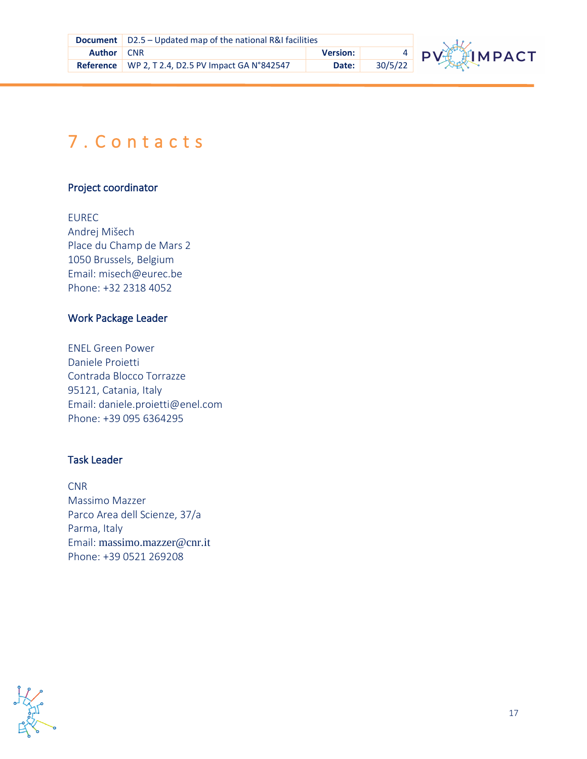# 7. Contacts

### Project coordinator

EUREC
Andrej Mišech
Place du Champ de Mars 2
1050 Brussels, Belgium
Email: misech@eurec.be
Phone: +32 2318 4052

### Work Package Leader

ENEL Green Power
Daniele Proietti
Contrada Blocco Torrazze
95121, Catania, Italy
Email: daniele.proietti@enel.com
Phone: +39 095 6364295

### Task Leader

CNR
Massimo Mazzer
Parco Area dell Scienze, 37/a
Parma, Italy
Email: massimo.mazzer@cnr.it
Phone: +39 0521 269208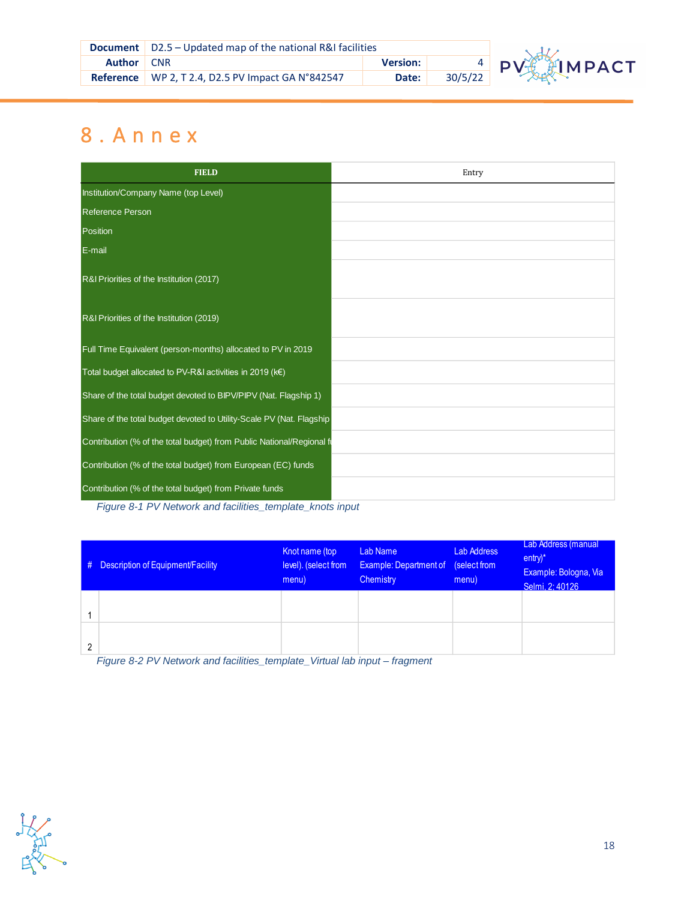# 8. Annex

| FIELD | Entry |
|---|---|
| Institution/Company Name (top Level) | |
| Reference Person | |
| Position | |
| E-mail | |
| R&I Priorities of the Institution (2017) | |
| R&I Priorities of the Institution (2019) | |
| Full Time Equivalent (person-months) allocated to PV in 2019 | |
| Total budget allocated to PV-R&I activities in 2019 (k€) | |
| Share of the total budget devoted to BIPV/PIPV (Nat. Flagship 1) | |
| Share of the total budget devoted to Utility-Scale PV (Nat. Flagship | |
| Contribution (% of the total budget) from Public National/Regional f | |
| Contribution (% of the total budget) from European (EC) funds | |
| Contribution (% of the total budget) from Private funds | |

*Figure 8-1 PV Network and facilities_template_knots input*

| # | Description of Equipment/Facility | Knot name (top level). (select from menu) | Lab Name Example: Department of Chemistry | Lab Address (select from menu) | Lab Address (manual entry)* Example: Bologna, Via Selmi, 2; 40126 |
|---|---|---|---|---|---|
| 1 | | | | | |
| 2 | | | | | |

*Figure 8-2 PV Network and facilities_template_Virtual lab input – fragment*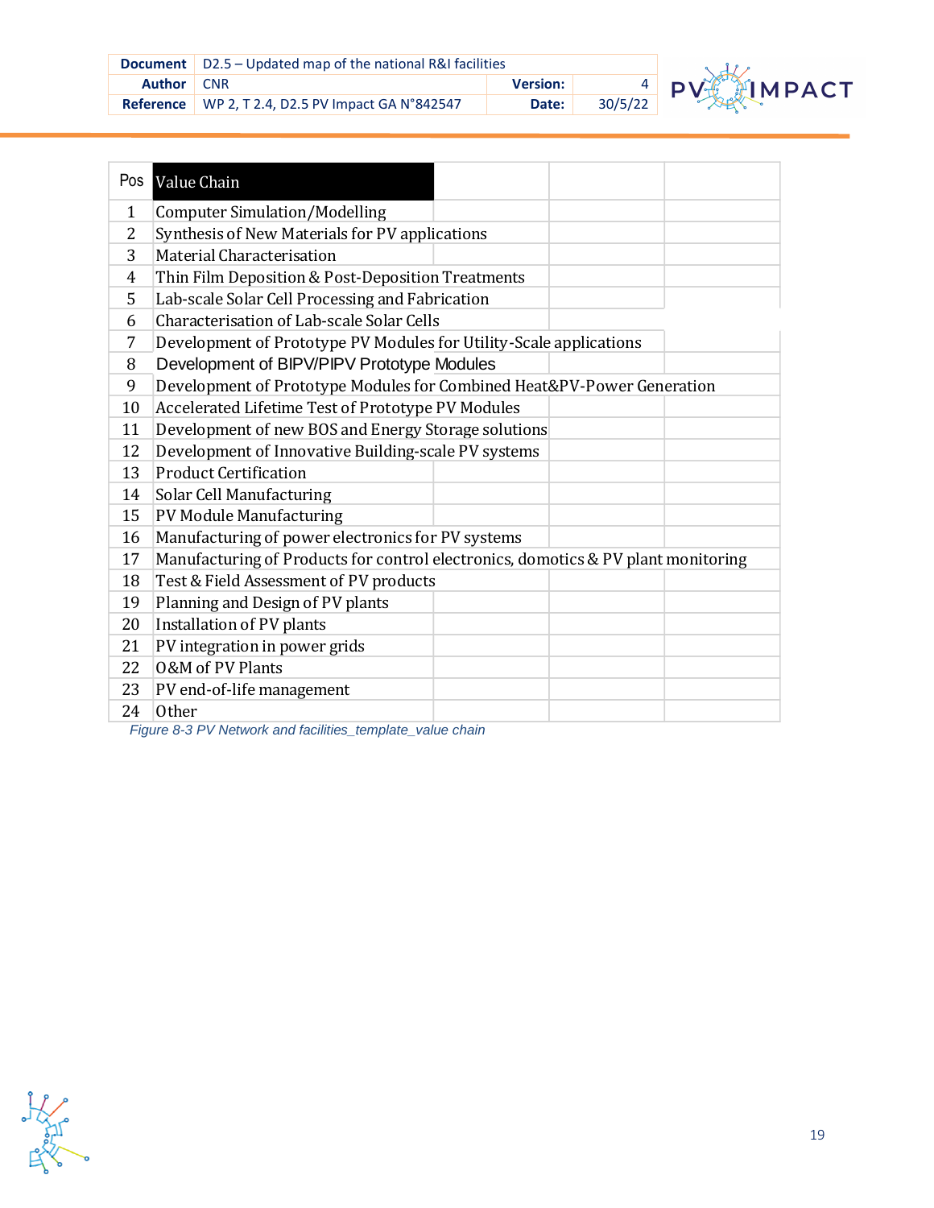| Pos | Value Chain |
|---|---|
| 1 | Computer Simulation/Modelling |
| 2 | Synthesis of New Materials for PV applications |
| 3 | Material Characterisation |
| 4 | Thin Film Deposition & Post-Deposition Treatments |
| 5 | Lab-scale Solar Cell Processing and Fabrication |
| 6 | Characterisation of Lab-scale Solar Cells |
| 7 | Development of Prototype PV Modules for Utility-Scale applications |
| 8 | Development of BIPV/PIPV Prototype Modules |
| 9 | Development of Prototype Modules for Combined Heat&PV-Power Generation |
| 10 | Accelerated Lifetime Test of Prototype PV Modules |
| 11 | Development of new BOS and Energy Storage solutions |
| 12 | Development of Innovative Building-scale PV systems |
| 13 | Product Certification |
| 14 | Solar Cell Manufacturing |
| 15 | PV Module Manufacturing |
| 16 | Manufacturing of power electronics for PV systems |
| 17 | Manufacturing of Products for control electronics, domotics & PV plant monitoring |
| 18 | Test & Field Assessment of PV products |
| 19 | Planning and Design of PV plants |
| 20 | Installation of PV plants |
| 21 | PV integration in power grids |
| 22 | O&M of PV Plants |
| 23 | PV end-of-life management |
| 24 | Other |

*Figure 8-3 PV Network and facilities_template_value chain*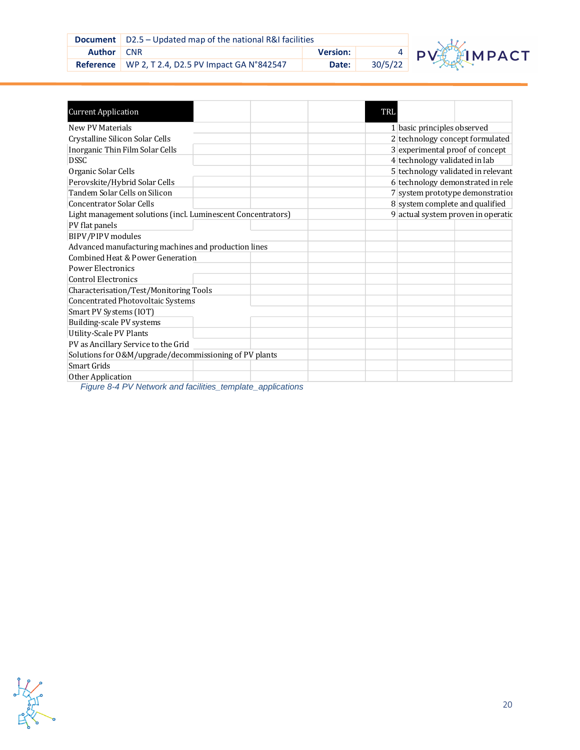| Current Application | | | | TRL | | |
|---|---|---|---|---|---|---|
| New PV Materials | | | | 1 | basic principles observed | |
| Crystalline Silicon Solar Cells | | | | 2 | technology concept formulated | |
| Inorganic Thin Film Solar Cells | | | | 3 | experimental proof of concept | |
| DSSC | | | | 4 | technology validated in lab | |
| Organic Solar Cells | | | | 5 | technology validated in relevant | |
| Perovskite/Hybrid Solar Cells | | | | 6 | technology demonstrated in rele | |
| Tandem Solar Cells on Silicon | | | | 7 | system prototype demonstratioi | |
| Concentrator Solar Cells | | | | 8 | system complete and qualified | |
| Light management solutions (incl. Luminescent Concentrators) | | | | 9 | actual system proven in operatic | |
| PV flat panels | | | | | | |
| BIPV/PIPV modules | | | | | | |
| Advanced manufacturing machines and production lines | | | | | | |
| Combined Heat & Power Generation | | | | | | |
| Power Electronics | | | | | | |
| Control Electronics | | | | | | |
| Characterisation/Test/Monitoring Tools | | | | | | |
| Concentrated Photovoltaic Systems | | | | | | |
| Smart PV Systems (IOT) | | | | | | |
| Building-scale PV systems | | | | | | |
| Utility-Scale PV Plants | | | | | | |
| PV as Ancillary Service to the Grid | | | | | | |
| Solutions for O&M/upgrade/decommissioning of PV plants | | | | | | |
| Smart Grids | | | | | | |
| Other Application | | | | | | |

*Figure 8-4 PV Network and facilities_template_applications*